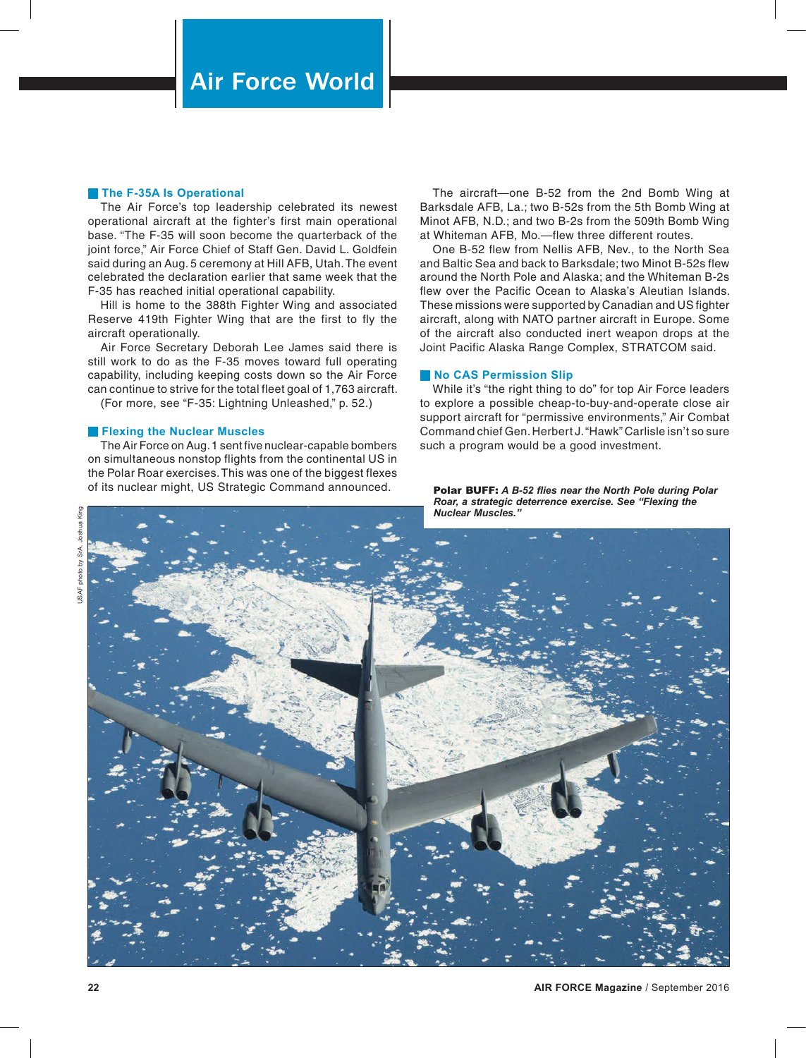# Air Force World

## The F-35A Is Operational

The Air Force's top leadership celebrated its newest operational aircraft at the fighter's first main operational base. "The F-35 will soon become the quarterback of the joint force," Air Force Chief of Staff Gen. David L. Goldfein said during an Aug. 5 ceremony at Hill AFB, Utah. The event celebrated the declaration earlier that same week that the F-35 has reached initial operational capability.

Hill is home to the 388th Fighter Wing and associated Reserve 419th Fighter Wing that are the first to fly the aircraft operationally.

Air Force Secretary Deborah Lee James said there is still work to do as the F-35 moves toward full operating capability, including keeping costs down so the Air Force can continue to strive for the total fleet goal of 1,763 aircraft.

(For more, see "F-35: Lightning Unleashed," p. 52.)

## Flexing the Nuclear Muscles

The Air Force on Aug. 1 sent five nuclear-capable bombers on simultaneous nonstop flights from the continental US in the Polar Roar exercises. This was one of the biggest flexes of its nuclear might, US Strategic Command announced.

The aircraft—one B-52 from the 2nd Bomb Wing at Barksdale AFB, La.; two B-52s from the 5th Bomb Wing at Minot AFB, N.D.; and two B-2s from the 509th Bomb Wing at Whiteman AFB, Mo.—flew three different routes.

One B-52 flew from Nellis AFB, Nev., to the North Sea and Baltic Sea and back to Barksdale; two Minot B-52s flew around the North Pole and Alaska; and the Whiteman B-2s flew over the Pacific Ocean to Alaska's Aleutian Islands. These missions were supported by Canadian and US fighter aircraft, along with NATO partner aircraft in Europe. Some of the aircraft also conducted inert weapon drops at the Joint Pacific Alaska Range Complex, STRATCOM said.

## No CAS Permission Slip

While it's "the right thing to do" for top Air Force leaders to explore a possible cheap-to-buy-and-operate close air support aircraft for "permissive environments," Air Combat Command chief Gen. Herbert J. "Hawk" Carlisle isn't so sure such a program would be a good investment.

**Polar BUFF:** ***A B-52 flies near the North Pole during Polar Roar, a strategic deterrence exercise. See "Flexing the Nuclear Muscles."***

USAF photo by SrA. Joshua King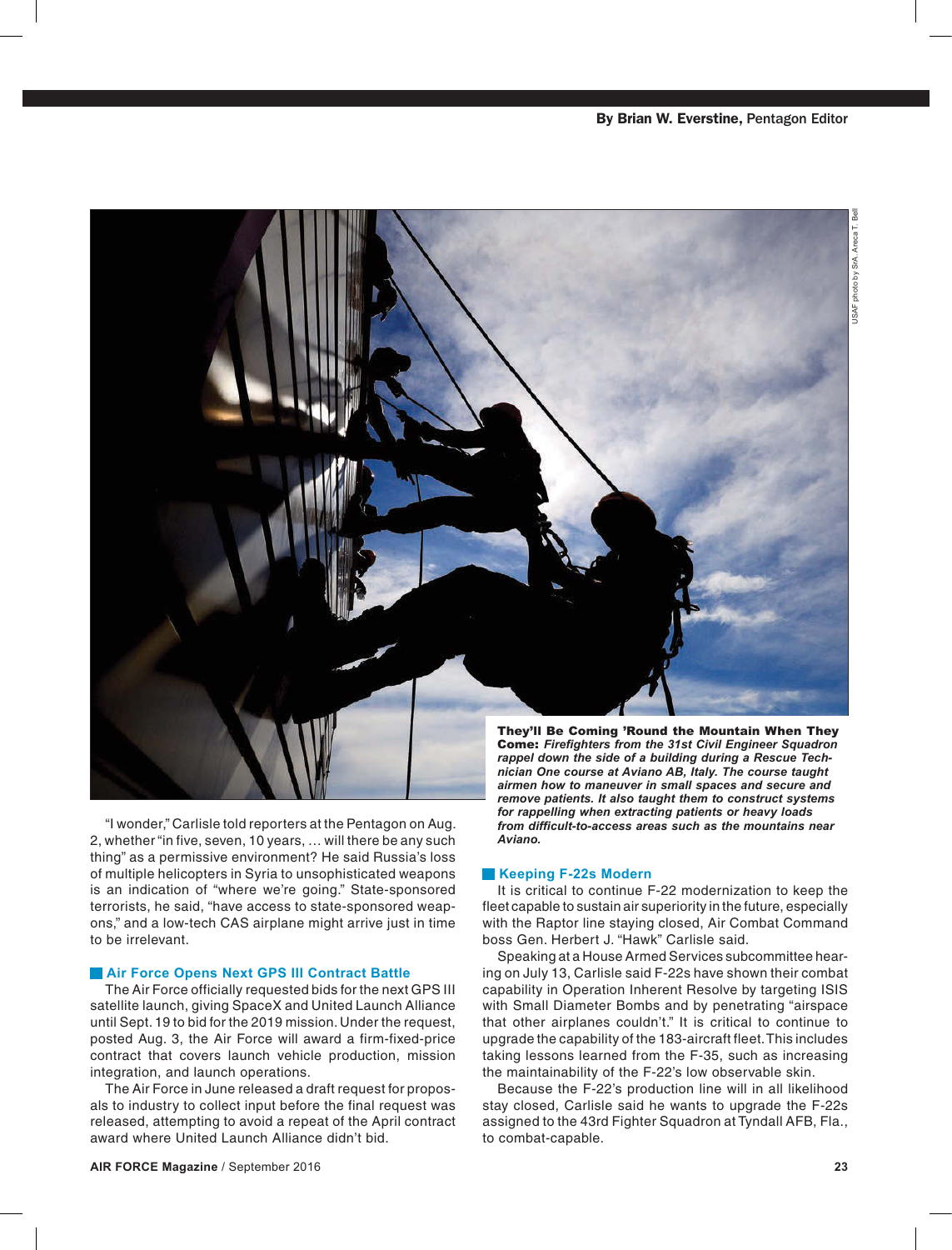By Brian W. Everstine, Pentagon Editor

USAF photo by SrA. Areca T. Bell

**They'll Be Coming 'Round the Mountain When They Come:** ***Firefighters from the 31st Civil Engineer Squadron rappel down the side of a building during a Rescue Technician One course at Aviano AB, Italy. The course taught airmen how to maneuver in small spaces and secure and remove patients. It also taught them to construct systems for rappelling when extracting patients or heavy loads from difficult-to-access areas such as the mountains near Aviano.***

"I wonder," Carlisle told reporters at the Pentagon on Aug. 2, whether "in five, seven, 10 years, … will there be any such thing" as a permissive environment? He said Russia's loss of multiple helicopters in Syria to unsophisticated weapons is an indication of "where we're going." State-sponsored terrorists, he said, "have access to state-sponsored weapons," and a low-tech CAS airplane might arrive just in time to be irrelevant.

## Air Force Opens Next GPS III Contract Battle

The Air Force officially requested bids for the next GPS III satellite launch, giving SpaceX and United Launch Alliance until Sept. 19 to bid for the 2019 mission. Under the request, posted Aug. 3, the Air Force will award a firm-fixed-price contract that covers launch vehicle production, mission integration, and launch operations.

The Air Force in June released a draft request for proposals to industry to collect input before the final request was released, attempting to avoid a repeat of the April contract award where United Launch Alliance didn't bid.

## Keeping F-22s Modern

It is critical to continue F-22 modernization to keep the fleet capable to sustain air superiority in the future, especially with the Raptor line staying closed, Air Combat Command boss Gen. Herbert J. "Hawk" Carlisle said.

Speaking at a House Armed Services subcommittee hearing on July 13, Carlisle said F-22s have shown their combat capability in Operation Inherent Resolve by targeting ISIS with Small Diameter Bombs and by penetrating "airspace that other airplanes couldn't." It is critical to continue to upgrade the capability of the 183-aircraft fleet. This includes taking lessons learned from the F-35, such as increasing the maintainability of the F-22's low observable skin.

Because the F-22's production line will in all likelihood stay closed, Carlisle said he wants to upgrade the F-22s assigned to the 43rd Fighter Squadron at Tyndall AFB, Fla., to combat-capable.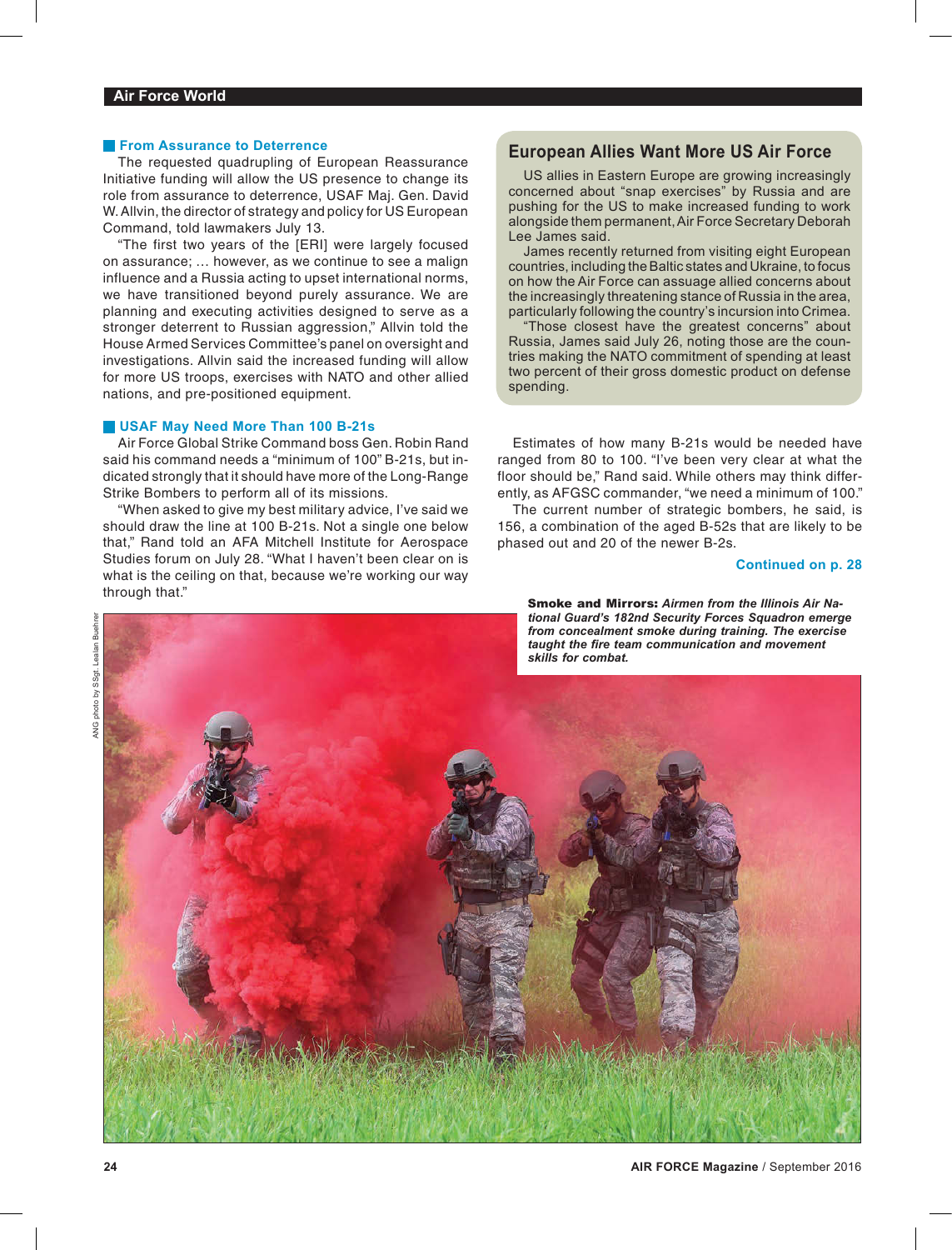### From Assurance to Deterrence

The requested quadrupling of European Reassurance Initiative funding will allow the US presence to change its role from assurance to deterrence, USAF Maj. Gen. David W. Allvin, the director of strategy and policy for US European Command, told lawmakers July 13.

"The first two years of the [ERI] were largely focused on assurance; … however, as we continue to see a malign influence and a Russia acting to upset international norms, we have transitioned beyond purely assurance. We are planning and executing activities designed to serve as a stronger deterrent to Russian aggression," Allvin told the House Armed Services Committee's panel on oversight and investigations. Allvin said the increased funding will allow for more US troops, exercises with NATO and other allied nations, and pre-positioned equipment.

### USAF May Need More Than 100 B-21s

Air Force Global Strike Command boss Gen. Robin Rand said his command needs a "minimum of 100" B-21s, but indicated strongly that it should have more of the Long-Range Strike Bombers to perform all of its missions.

"When asked to give my best military advice, I've said we should draw the line at 100 B-21s. Not a single one below that," Rand told an AFA Mitchell Institute for Aerospace Studies forum on July 28. "What I haven't been clear on is what is the ceiling on that, because we're working our way through that."

Estimates of how many B-21s would be needed have ranged from 80 to 100. "I've been very clear at what the floor should be," Rand said. While others may think differently, as AFGSC commander, "we need a minimum of 100."

The current number of strategic bombers, he said, is 156, a combination of the aged B-52s that are likely to be phased out and 20 of the newer B-2s.

**Continued on p. 28**

## European Allies Want More US Air Force

US allies in Eastern Europe are growing increasingly concerned about "snap exercises" by Russia and are pushing for the US to make increased funding to work alongside them permanent, Air Force Secretary Deborah Lee James said.

James recently returned from visiting eight European countries, including the Baltic states and Ukraine, to focus on how the Air Force can assuage allied concerns about the increasingly threatening stance of Russia in the area, particularly following the country's incursion into Crimea.

"Those closest have the greatest concerns" about Russia, James said July 26, noting those are the countries making the NATO commitment of spending at least two percent of their gross domestic product on defense spending.

**Smoke and Mirrors:** *Airmen from the Illinois Air National Guard's 182nd Security Forces Squadron emerge from concealment smoke during training. The exercise taught the fire team communication and movement skills for combat.*

ANG photo by SSgt. Lealan Buehrer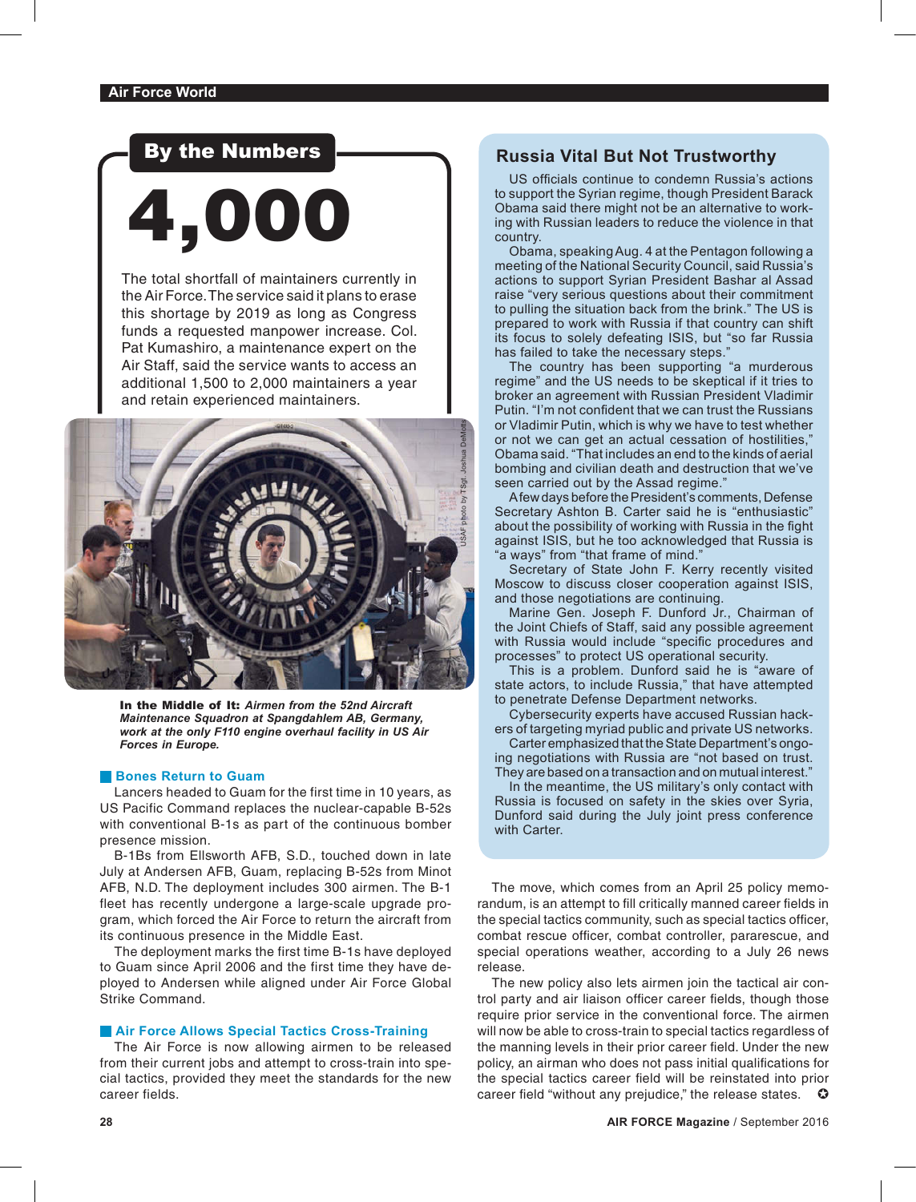## By the Numbers

# 4,000

The total shortfall of maintainers currently in the Air Force. The service said it plans to erase this shortage by 2019 as long as Congress funds a requested manpower increase. Col. Pat Kumashiro, a maintenance expert on the Air Staff, said the service wants to access an additional 1,500 to 2,000 maintainers a year and retain experienced maintainers.

USAF photo by TSgt. Joshua DeMotts

**In the Middle of It:** ***Airmen from the 52nd Aircraft Maintenance Squadron at Spangdahlem AB, Germany, work at the only F110 engine overhaul facility in US Air Forces in Europe.***

### Bones Return to Guam

Lancers headed to Guam for the first time in 10 years, as US Pacific Command replaces the nuclear-capable B-52s with conventional B-1s as part of the continuous bomber presence mission.

B-1Bs from Ellsworth AFB, S.D., touched down in late July at Andersen AFB, Guam, replacing B-52s from Minot AFB, N.D. The deployment includes 300 airmen. The B-1 fleet has recently undergone a large-scale upgrade program, which forced the Air Force to return the aircraft from its continuous presence in the Middle East.

The deployment marks the first time B-1s have deployed to Guam since April 2006 and the first time they have deployed to Andersen while aligned under Air Force Global Strike Command.

### Air Force Allows Special Tactics Cross-Training

The Air Force is now allowing airmen to be released from their current jobs and attempt to cross-train into special tactics, provided they meet the standards for the new career fields.

The move, which comes from an April 25 policy memorandum, is an attempt to fill critically manned career fields in the special tactics community, such as special tactics officer, combat rescue officer, combat controller, pararescue, and special operations weather, according to a July 26 news release.

The new policy also lets airmen join the tactical air control party and air liaison officer career fields, though those require prior service in the conventional force. The airmen will now be able to cross-train to special tactics regardless of the manning levels in their prior career field. Under the new policy, an airman who does not pass initial qualifications for the special tactics career field will be reinstated into prior career field "without any prejudice," the release states. ✪

## Russia Vital But Not Trustworthy

US officials continue to condemn Russia's actions to support the Syrian regime, though President Barack Obama said there might not be an alternative to working with Russian leaders to reduce the violence in that country.

Obama, speaking Aug. 4 at the Pentagon following a meeting of the National Security Council, said Russia's actions to support Syrian President Bashar al Assad raise "very serious questions about their commitment to pulling the situation back from the brink." The US is prepared to work with Russia if that country can shift its focus to solely defeating ISIS, but "so far Russia has failed to take the necessary steps."

The country has been supporting "a murderous regime" and the US needs to be skeptical if it tries to broker an agreement with Russian President Vladimir Putin. "I'm not confident that we can trust the Russians or Vladimir Putin, which is why we have to test whether or not we can get an actual cessation of hostilities," Obama said. "That includes an end to the kinds of aerial bombing and civilian death and destruction that we've seen carried out by the Assad regime."

A few days before the President's comments, Defense Secretary Ashton B. Carter said he is "enthusiastic" about the possibility of working with Russia in the fight against ISIS, but he too acknowledged that Russia is "a ways" from "that frame of mind."

Secretary of State John F. Kerry recently visited Moscow to discuss closer cooperation against ISIS, and those negotiations are continuing.

Marine Gen. Joseph F. Dunford Jr., Chairman of the Joint Chiefs of Staff, said any possible agreement with Russia would include "specific procedures and processes" to protect US operational security.

This is a problem. Dunford said he is "aware of state actors, to include Russia," that have attempted to penetrate Defense Department networks.

Cybersecurity experts have accused Russian hackers of targeting myriad public and private US networks.

Carter emphasized that the State Department's ongoing negotiations with Russia are "not based on trust. They are based on a transaction and on mutual interest."

In the meantime, the US military's only contact with Russia is focused on safety in the skies over Syria, Dunford said during the July joint press conference with Carter.